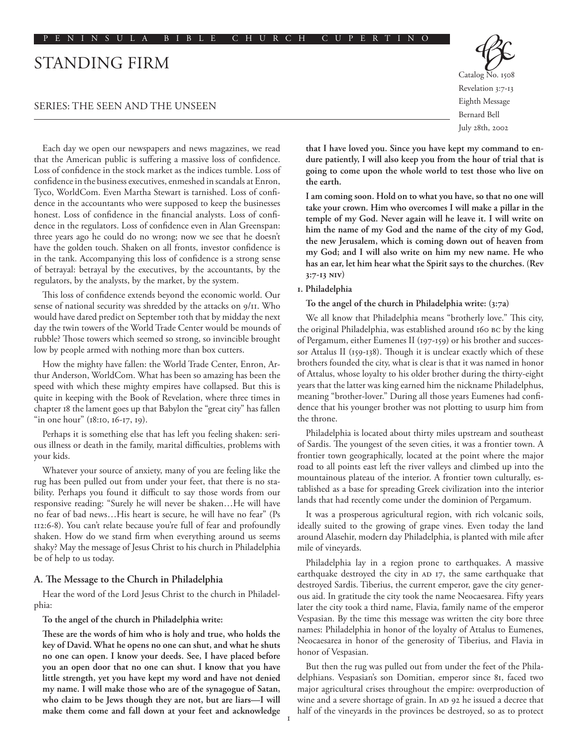# STANDING FIRM

## SERIES: THE SEEN AND THE UNSEEN

Catalog No. 1508
Revelation 3:7-13
Eighth Message
Bernard Bell
July 28th, 2002

Each day we open our newspapers and news magazines, we read that the American public is suffering a massive loss of confidence. Loss of confidence in the stock market as the indices tumble. Loss of confidence in the business executives, enmeshed in scandals at Enron, Tyco, WorldCom. Even Martha Stewart is tarnished. Loss of confidence in the accountants who were supposed to keep the businesses honest. Loss of confidence in the financial analysts. Loss of confidence in the regulators. Loss of confidence even in Alan Greenspan: three years ago he could do no wrong; now we see that he doesn't have the golden touch. Shaken on all fronts, investor confidence is in the tank. Accompanying this loss of confidence is a strong sense of betrayal: betrayal by the executives, by the accountants, by the regulators, by the analysts, by the market, by the system.

This loss of confidence extends beyond the economic world. Our sense of national security was shredded by the attacks on 9/11. Who would have dared predict on September 10th that by midday the next day the twin towers of the World Trade Center would be mounds of rubble? Those towers which seemed so strong, so invincible brought low by people armed with nothing more than box cutters.

How the mighty have fallen: the World Trade Center, Enron, Arthur Anderson, WorldCom. What has been so amazing has been the speed with which these mighty empires have collapsed. But this is quite in keeping with the Book of Revelation, where three times in chapter 18 the lament goes up that Babylon the "great city" has fallen "in one hour" (18:10, 16-17, 19).

Perhaps it is something else that has left you feeling shaken: serious illness or death in the family, marital difficulties, problems with your kids.

Whatever your source of anxiety, many of you are feeling like the rug has been pulled out from under your feet, that there is no stability. Perhaps you found it difficult to say those words from our responsive reading: "Surely he will never be shaken…He will have no fear of bad news…His heart is secure, he will have no fear" (Ps 112:6-8). You can't relate because you're full of fear and profoundly shaken. How do we stand firm when everything around us seems shaky? May the message of Jesus Christ to his church in Philadelphia be of help to us today.

### A. The Message to the Church in Philadelphia

Hear the word of the Lord Jesus Christ to the church in Philadelphia:

**To the angel of the church in Philadelphia write:**

**These are the words of him who is holy and true, who holds the key of David. What he opens no one can shut, and what he shuts no one can open. I know your deeds. See, I have placed before you an open door that no one can shut. I know that you have little strength, yet you have kept my word and have not denied my name. I will make those who are of the synagogue of Satan, who claim to be Jews though they are not, but are liars—I will make them come and fall down at your feet and acknowledge that I have loved you. Since you have kept my command to endure patiently, I will also keep you from the hour of trial that is going to come upon the whole world to test those who live on the earth.**

**I am coming soon. Hold on to what you have, so that no one will take your crown. Him who overcomes I will make a pillar in the temple of my God. Never again will he leave it. I will write on him the name of my God and the name of the city of my God, the new Jerusalem, which is coming down out of heaven from my God; and I will also write on him my new name. He who has an ear, let him hear what the Spirit says to the churches. (Rev 3:7-13 NIV)**

**1. Philadelphia**

**To the angel of the church in Philadelphia write: (3:7a)**

We all know that Philadelphia means "brotherly love." This city, the original Philadelphia, was established around 160 BC by the king of Pergamum, either Eumenes II (197-159) or his brother and successor Attalus II (159-138). Though it is unclear exactly which of these brothers founded the city, what is clear is that it was named in honor of Attalus, whose loyalty to his older brother during the thirty-eight years that the latter was king earned him the nickname Philadelphus, meaning "brother-lover." During all those years Eumenes had confidence that his younger brother was not plotting to usurp him from the throne.

Philadelphia is located about thirty miles upstream and southeast of Sardis. The youngest of the seven cities, it was a frontier town. A frontier town geographically, located at the point where the major road to all points east left the river valleys and climbed up into the mountainous plateau of the interior. A frontier town culturally, established as a base for spreading Greek civilization into the interior lands that had recently come under the dominion of Pergamum.

It was a prosperous agricultural region, with rich volcanic soils, ideally suited to the growing of grape vines. Even today the land around Alasehir, modern day Philadelphia, is planted with mile after mile of vineyards.

Philadelphia lay in a region prone to earthquakes. A massive earthquake destroyed the city in AD 17, the same earthquake that destroyed Sardis. Tiberius, the current emperor, gave the city generous aid. In gratitude the city took the name Neocaesarea. Fifty years later the city took a third name, Flavia, family name of the emperor Vespasian. By the time this message was written the city bore three names: Philadelphia in honor of the loyalty of Attalus to Eumenes, Neocaesarea in honor of the generosity of Tiberius, and Flavia in honor of Vespasian.

But then the rug was pulled out from under the feet of the Philadelphians. Vespasian's son Domitian, emperor since 81, faced two major agricultural crises throughout the empire: overproduction of wine and a severe shortage of grain. In AD 92 he issued a decree that half of the vineyards in the provinces be destroyed, so as to protect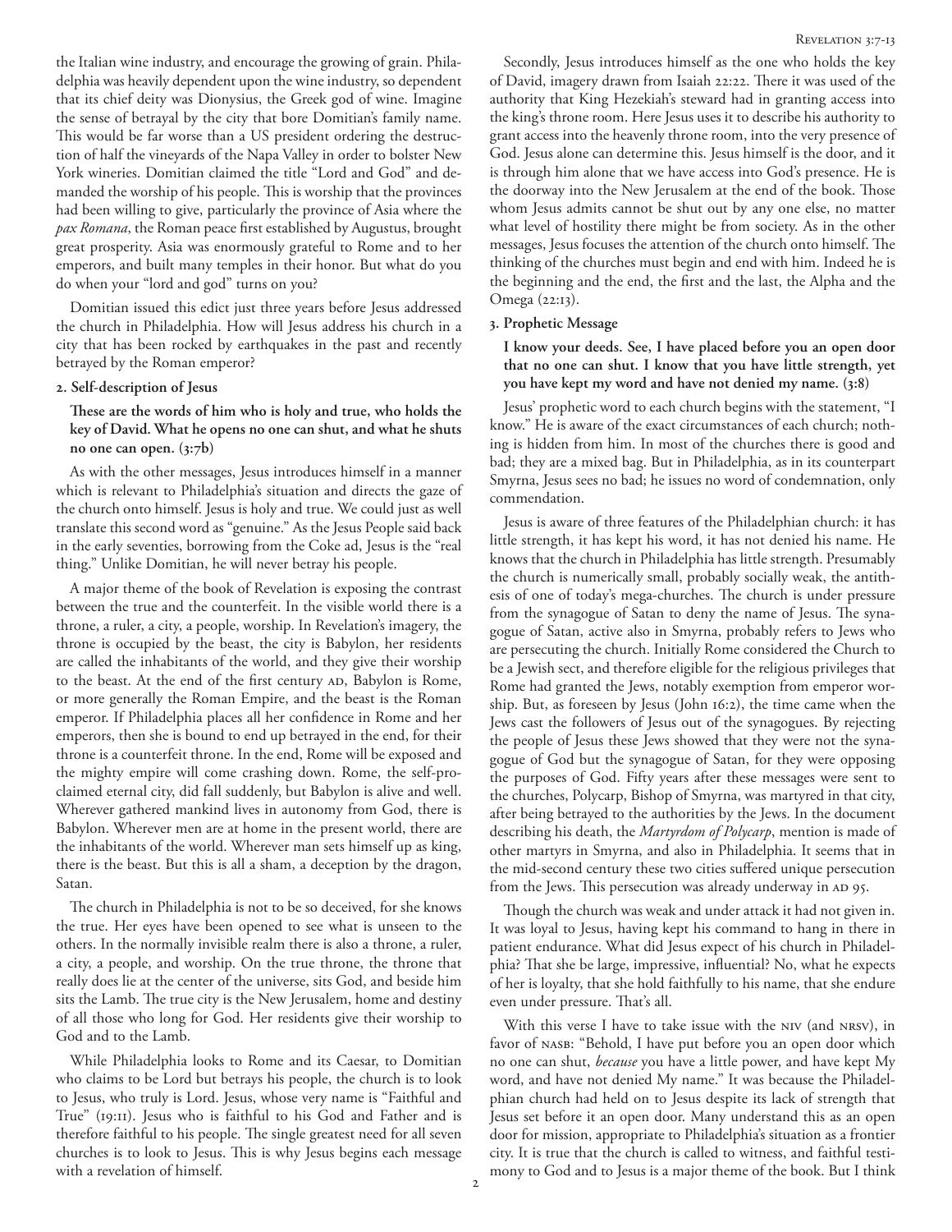the Italian wine industry, and encourage the growing of grain. Philadelphia was heavily dependent upon the wine industry, so dependent that its chief deity was Dionysius, the Greek god of wine. Imagine the sense of betrayal by the city that bore Domitian's family name. This would be far worse than a US president ordering the destruction of half the vineyards of the Napa Valley in order to bolster New York wineries. Domitian claimed the title "Lord and God" and demanded the worship of his people. This is worship that the provinces had been willing to give, particularly the province of Asia where the *pax Romana*, the Roman peace first established by Augustus, brought great prosperity. Asia was enormously grateful to Rome and to her emperors, and built many temples in their honor. But what do you do when your "lord and god" turns on you?

Domitian issued this edict just three years before Jesus addressed the church in Philadelphia. How will Jesus address his church in a city that has been rocked by earthquakes in the past and recently betrayed by the Roman emperor?

**2. Self-description of Jesus**

**These are the words of him who is holy and true, who holds the key of David. What he opens no one can shut, and what he shuts no one can open. (3:7b)**

As with the other messages, Jesus introduces himself in a manner which is relevant to Philadelphia's situation and directs the gaze of the church onto himself. Jesus is holy and true. We could just as well translate this second word as "genuine." As the Jesus People said back in the early seventies, borrowing from the Coke ad, Jesus is the "real thing." Unlike Domitian, he will never betray his people.

A major theme of the book of Revelation is exposing the contrast between the true and the counterfeit. In the visible world there is a throne, a ruler, a city, a people, worship. In Revelation's imagery, the throne is occupied by the beast, the city is Babylon, her residents are called the inhabitants of the world, and they give their worship to the beast. At the end of the first century AD, Babylon is Rome, or more generally the Roman Empire, and the beast is the Roman emperor. If Philadelphia places all her confidence in Rome and her emperors, then she is bound to end up betrayed in the end, for their throne is a counterfeit throne. In the end, Rome will be exposed and the mighty empire will come crashing down. Rome, the self-proclaimed eternal city, did fall suddenly, but Babylon is alive and well. Wherever gathered mankind lives in autonomy from God, there is Babylon. Wherever men are at home in the present world, there are the inhabitants of the world. Wherever man sets himself up as king, there is the beast. But this is all a sham, a deception by the dragon, Satan.

The church in Philadelphia is not to be so deceived, for she knows the true. Her eyes have been opened to see what is unseen to the others. In the normally invisible realm there is also a throne, a ruler, a city, a people, and worship. On the true throne, the throne that really does lie at the center of the universe, sits God, and beside him sits the Lamb. The true city is the New Jerusalem, home and destiny of all those who long for God. Her residents give their worship to God and to the Lamb.

While Philadelphia looks to Rome and its Caesar, to Domitian who claims to be Lord but betrays his people, the church is to look to Jesus, who truly is Lord. Jesus, whose very name is "Faithful and True" (19:11). Jesus who is faithful to his God and Father and is therefore faithful to his people. The single greatest need for all seven churches is to look to Jesus. This is why Jesus begins each message with a revelation of himself.

Secondly, Jesus introduces himself as the one who holds the key of David, imagery drawn from Isaiah 22:22. There it was used of the authority that King Hezekiah's steward had in granting access into the king's throne room. Here Jesus uses it to describe his authority to grant access into the heavenly throne room, into the very presence of God. Jesus alone can determine this. Jesus himself is the door, and it is through him alone that we have access into God's presence. He is the doorway into the New Jerusalem at the end of the book. Those whom Jesus admits cannot be shut out by any one else, no matter what level of hostility there might be from society. As in the other messages, Jesus focuses the attention of the church onto himself. The thinking of the churches must begin and end with him. Indeed he is the beginning and the end, the first and the last, the Alpha and the Omega (22:13).

**3. Prophetic Message**

**I know your deeds. See, I have placed before you an open door that no one can shut. I know that you have little strength, yet you have kept my word and have not denied my name. (3:8)**

Jesus' prophetic word to each church begins with the statement, "I know." He is aware of the exact circumstances of each church; nothing is hidden from him. In most of the churches there is good and bad; they are a mixed bag. But in Philadelphia, as in its counterpart Smyrna, Jesus sees no bad; he issues no word of condemnation, only commendation.

Jesus is aware of three features of the Philadelphian church: it has little strength, it has kept his word, it has not denied his name. He knows that the church in Philadelphia has little strength. Presumably the church is numerically small, probably socially weak, the antithesis of one of today's mega-churches. The church is under pressure from the synagogue of Satan to deny the name of Jesus. The synagogue of Satan, active also in Smyrna, probably refers to Jews who are persecuting the church. Initially Rome considered the Church to be a Jewish sect, and therefore eligible for the religious privileges that Rome had granted the Jews, notably exemption from emperor worship. But, as foreseen by Jesus (John 16:2), the time came when the Jews cast the followers of Jesus out of the synagogues. By rejecting the people of Jesus these Jews showed that they were not the synagogue of God but the synagogue of Satan, for they were opposing the purposes of God. Fifty years after these messages were sent to the churches, Polycarp, Bishop of Smyrna, was martyred in that city, after being betrayed to the authorities by the Jews. In the document describing his death, the *Martyrdom of Polycarp*, mention is made of other martyrs in Smyrna, and also in Philadelphia. It seems that in the mid-second century these two cities suffered unique persecution from the Jews. This persecution was already underway in AD 95.

Though the church was weak and under attack it had not given in. It was loyal to Jesus, having kept his command to hang in there in patient endurance. What did Jesus expect of his church in Philadelphia? That she be large, impressive, influential? No, what he expects of her is loyalty, that she hold faithfully to his name, that she endure even under pressure. That's all.

With this verse I have to take issue with the NIV (and NRSV), in favor of NASB: "Behold, I have put before you an open door which no one can shut, *because* you have a little power, and have kept My word, and have not denied My name." It was because the Philadelphian church had held on to Jesus despite its lack of strength that Jesus set before it an open door. Many understand this as an open door for mission, appropriate to Philadelphia's situation as a frontier city. It is true that the church is called to witness, and faithful testimony to God and to Jesus is a major theme of the book. But I think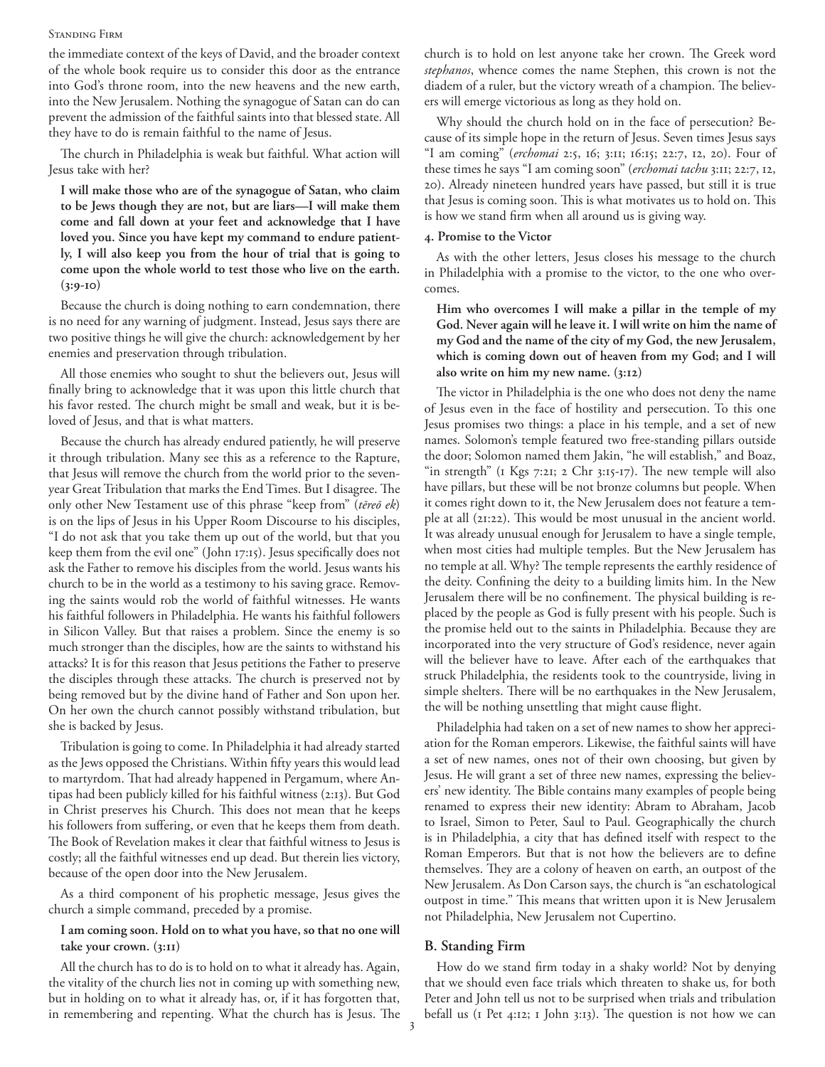the immediate context of the keys of David, and the broader context of the whole book require us to consider this door as the entrance into God's throne room, into the new heavens and the new earth, into the New Jerusalem. Nothing the synagogue of Satan can do can prevent the admission of the faithful saints into that blessed state. All they have to do is remain faithful to the name of Jesus.

The church in Philadelphia is weak but faithful. What action will Jesus take with her?

> **I will make those who are of the synagogue of Satan, who claim to be Jews though they are not, but are liars—I will make them come and fall down at your feet and acknowledge that I have loved you. Since you have kept my command to endure patiently, I will also keep you from the hour of trial that is going to come upon the whole world to test those who live on the earth. (3:9-10)**

Because the church is doing nothing to earn condemnation, there is no need for any warning of judgment. Instead, Jesus says there are two positive things he will give the church: acknowledgement by her enemies and preservation through tribulation.

All those enemies who sought to shut the believers out, Jesus will finally bring to acknowledge that it was upon this little church that his favor rested. The church might be small and weak, but it is beloved of Jesus, and that is what matters.

Because the church has already endured patiently, he will preserve it through tribulation. Many see this as a reference to the Rapture, that Jesus will remove the church from the world prior to the seven-year Great Tribulation that marks the End Times. But I disagree. The only other New Testament use of this phrase "keep from" (*tēreō ek*) is on the lips of Jesus in his Upper Room Discourse to his disciples, "I do not ask that you take them up out of the world, but that you keep them from the evil one" (John 17:15). Jesus specifically does not ask the Father to remove his disciples from the world. Jesus wants his church to be in the world as a testimony to his saving grace. Removing the saints would rob the world of faithful witnesses. He wants his faithful followers in Philadelphia. He wants his faithful followers in Silicon Valley. But that raises a problem. Since the enemy is so much stronger than the disciples, how are the saints to withstand his attacks? It is for this reason that Jesus petitions the Father to preserve the disciples through these attacks. The church is preserved not by being removed but by the divine hand of Father and Son upon her. On her own the church cannot possibly withstand tribulation, but she is backed by Jesus.

Tribulation is going to come. In Philadelphia it had already started as the Jews opposed the Christians. Within fifty years this would lead to martyrdom. That had already happened in Pergamum, where Antipas had been publicly killed for his faithful witness (2:13). But God in Christ preserves his Church. This does not mean that he keeps his followers from suffering, or even that he keeps them from death. The Book of Revelation makes it clear that faithful witness to Jesus is costly; all the faithful witnesses end up dead. But therein lies victory, because of the open door into the New Jerusalem.

As a third component of his prophetic message, Jesus gives the church a simple command, preceded by a promise.

> **I am coming soon. Hold on to what you have, so that no one will take your crown. (3:11)**

All the church has to do is to hold on to what it already has. Again, the vitality of the church lies not in coming up with something new, but in holding on to what it already has, or, if it has forgotten that, in remembering and repenting. What the church has is Jesus. The church is to hold on lest anyone take her crown. The Greek word *stephanos*, whence comes the name Stephen, this crown is not the diadem of a ruler, but the victory wreath of a champion. The believers will emerge victorious as long as they hold on.

Why should the church hold on in the face of persecution? Because of its simple hope in the return of Jesus. Seven times Jesus says "I am coming" (*erchomai* 2:5, 16; 3:11; 16:15; 22:7, 12, 20). Four of these times he says "I am coming soon" (*erchomai tachu* 3:11; 22:7, 12, 20). Already nineteen hundred years have passed, but still it is true that Jesus is coming soon. This is what motivates us to hold on. This is how we stand firm when all around us is giving way.

#### 4. Promise to the Victor

As with the other letters, Jesus closes his message to the church in Philadelphia with a promise to the victor, to the one who overcomes.

> **Him who overcomes I will make a pillar in the temple of my God. Never again will he leave it. I will write on him the name of my God and the name of the city of my God, the new Jerusalem, which is coming down out of heaven from my God; and I will also write on him my new name. (3:12)**

The victor in Philadelphia is the one who does not deny the name of Jesus even in the face of hostility and persecution. To this one Jesus promises two things: a place in his temple, and a set of new names. Solomon's temple featured two free-standing pillars outside the door; Solomon named them Jakin, "he will establish," and Boaz, "in strength" (1 Kgs 7:21; 2 Chr 3:15-17). The new temple will also have pillars, but these will be not bronze columns but people. When it comes right down to it, the New Jerusalem does not feature a temple at all (21:22). This would be most unusual in the ancient world. It was already unusual enough for Jerusalem to have a single temple, when most cities had multiple temples. But the New Jerusalem has no temple at all. Why? The temple represents the earthly residence of the deity. Confining the deity to a building limits him. In the New Jerusalem there will be no confinement. The physical building is replaced by the people as God is fully present with his people. Such is the promise held out to the saints in Philadelphia. Because they are incorporated into the very structure of God's residence, never again will the believer have to leave. After each of the earthquakes that struck Philadelphia, the residents took to the countryside, living in simple shelters. There will be no earthquakes in the New Jerusalem, the will be nothing unsettling that might cause flight.

Philadelphia had taken on a set of new names to show her appreciation for the Roman emperors. Likewise, the faithful saints will have a set of new names, ones not of their own choosing, but given by Jesus. He will grant a set of three new names, expressing the believers' new identity. The Bible contains many examples of people being renamed to express their new identity: Abram to Abraham, Jacob to Israel, Simon to Peter, Saul to Paul. Geographically the church is in Philadelphia, a city that has defined itself with respect to the Roman Emperors. But that is not how the believers are to define themselves. They are a colony of heaven on earth, an outpost of the New Jerusalem. As Don Carson says, the church is "an eschatological outpost in time." This means that written upon it is New Jerusalem not Philadelphia, New Jerusalem not Cupertino.

### B. Standing Firm

How do we stand firm today in a shaky world? Not by denying that we should even face trials which threaten to shake us, for both Peter and John tell us not to be surprised when trials and tribulation befall us (1 Pet 4:12; 1 John 3:13). The question is not how we can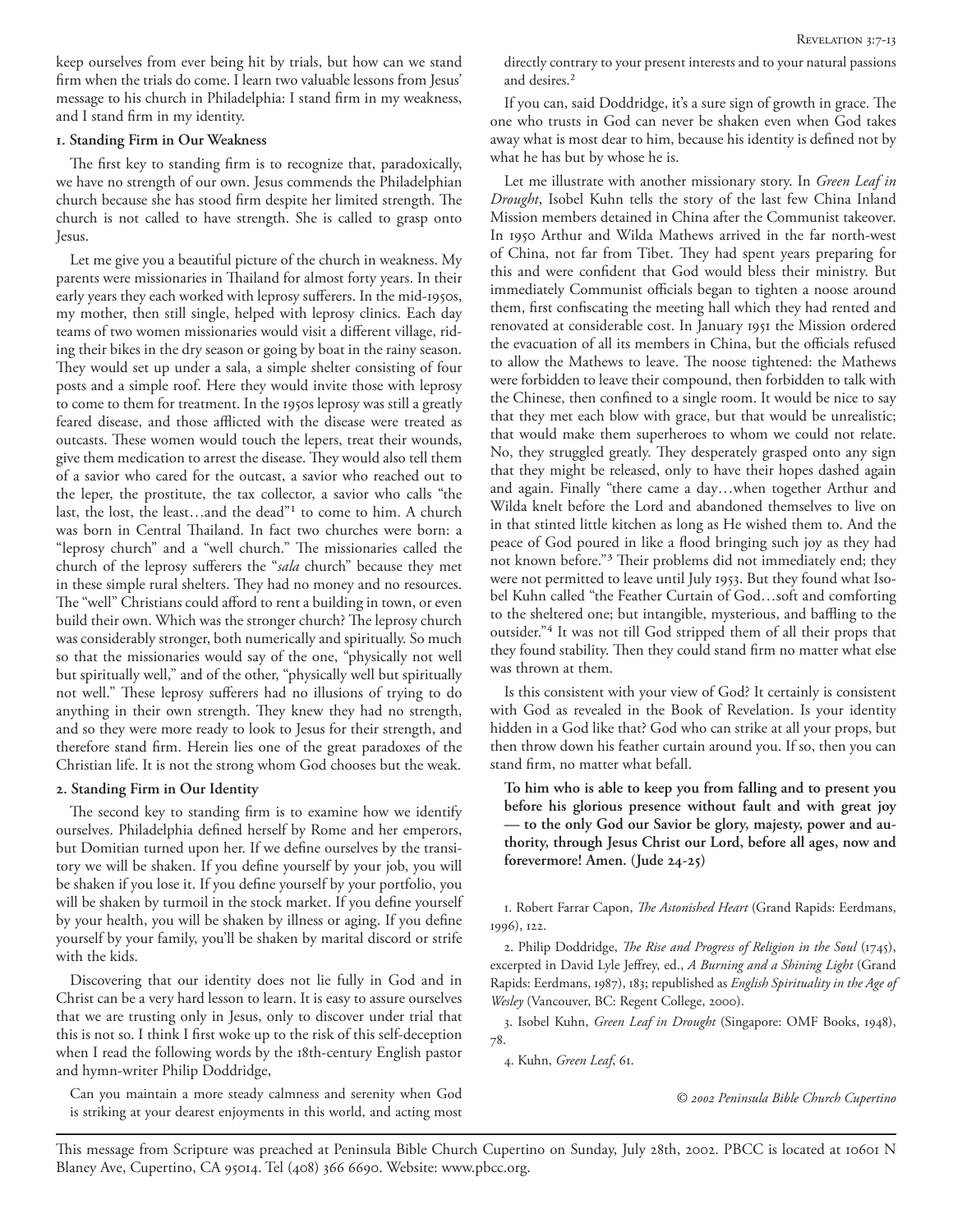keep ourselves from ever being hit by trials, but how can we stand firm when the trials do come. I learn two valuable lessons from Jesus' message to his church in Philadelphia: I stand firm in my weakness, and I stand firm in my identity.

**1. Standing Firm in Our Weakness**

The first key to standing firm is to recognize that, paradoxically, we have no strength of our own. Jesus commends the Philadelphian church because she has stood firm despite her limited strength. The church is not called to have strength. She is called to grasp onto Jesus.

Let me give you a beautiful picture of the church in weakness. My parents were missionaries in Thailand for almost forty years. In their early years they each worked with leprosy sufferers. In the mid-1950s, my mother, then still single, helped with leprosy clinics. Each day teams of two women missionaries would visit a different village, riding their bikes in the dry season or going by boat in the rainy season. They would set up under a sala, a simple shelter consisting of four posts and a simple roof. Here they would invite those with leprosy to come to them for treatment. In the 1950s leprosy was still a greatly feared disease, and those afflicted with the disease were treated as outcasts. These women would touch the lepers, treat their wounds, give them medication to arrest the disease. They would also tell them of a savior who cared for the outcast, a savior who reached out to the leper, the prostitute, the tax collector, a savior who calls "the last, the lost, the least…and the dead"[1] to come to him. A church was born in Central Thailand. In fact two churches were born: a "leprosy church" and a "well church." The missionaries called the church of the leprosy sufferers the "*sala* church" because they met in these simple rural shelters. They had no money and no resources. The "well" Christians could afford to rent a building in town, or even build their own. Which was the stronger church? The leprosy church was considerably stronger, both numerically and spiritually. So much so that the missionaries would say of the one, "physically not well but spiritually well," and of the other, "physically well but spiritually not well." These leprosy sufferers had no illusions of trying to do anything in their own strength. They knew they had no strength, and so they were more ready to look to Jesus for their strength, and therefore stand firm. Herein lies one of the great paradoxes of the Christian life. It is not the strong whom God chooses but the weak.

**2. Standing Firm in Our Identity**

The second key to standing firm is to examine how we identify ourselves. Philadelphia defined herself by Rome and her emperors, but Domitian turned upon her. If we define ourselves by the transitory we will be shaken. If you define yourself by your job, you will be shaken if you lose it. If you define yourself by your portfolio, you will be shaken by turmoil in the stock market. If you define yourself by your health, you will be shaken by illness or aging. If you define yourself by your family, you'll be shaken by marital discord or strife with the kids.

Discovering that our identity does not lie fully in God and in Christ can be a very hard lesson to learn. It is easy to assure ourselves that we are trusting only in Jesus, only to discover under trial that this is not so. I think I first woke up to the risk of this self-deception when I read the following words by the 18th-century English pastor and hymn-writer Philip Doddridge,

> Can you maintain a more steady calmness and serenity when God is striking at your dearest enjoyments in this world, and acting most directly contrary to your present interests and to your natural passions and desires.[2]

If you can, said Doddridge, it's a sure sign of growth in grace. The one who trusts in God can never be shaken even when God takes away what is most dear to him, because his identity is defined not by what he has but by whose he is.

Let me illustrate with another missionary story. In *Green Leaf in Drought*, Isobel Kuhn tells the story of the last few China Inland Mission members detained in China after the Communist takeover. In 1950 Arthur and Wilda Mathews arrived in the far north-west of China, not far from Tibet. They had spent years preparing for this and were confident that God would bless their ministry. But immediately Communist officials began to tighten a noose around them, first confiscating the meeting hall which they had rented and renovated at considerable cost. In January 1951 the Mission ordered the evacuation of all its members in China, but the officials refused to allow the Mathews to leave. The noose tightened: the Mathews were forbidden to leave their compound, then forbidden to talk with the Chinese, then confined to a single room. It would be nice to say that they met each blow with grace, but that would be unrealistic; that would make them superheroes to whom we could not relate. No, they struggled greatly. They desperately grasped onto any sign that they might be released, only to have their hopes dashed again and again. Finally "there came a day…when together Arthur and Wilda knelt before the Lord and abandoned themselves to live on in that stinted little kitchen as long as He wished them to. And the peace of God poured in like a flood bringing such joy as they had not known before."[3] Their problems did not immediately end; they were not permitted to leave until July 1953. But they found what Isobel Kuhn called "the Feather Curtain of God…soft and comforting to the sheltered one; but intangible, mysterious, and baffling to the outsider."[4] It was not till God stripped them of all their props that they found stability. Then they could stand firm no matter what else was thrown at them.

Is this consistent with your view of God? It certainly is consistent with God as revealed in the Book of Revelation. Is your identity hidden in a God like that? God who can strike at all your props, but then throw down his feather curtain around you. If so, then you can stand firm, no matter what befall.

> **To him who is able to keep you from falling and to present you before his glorious presence without fault and with great joy — to the only God our Savior be glory, majesty, power and authority, through Jesus Christ our Lord, before all ages, now and forevermore! Amen. (Jude 24-25)**

1. Robert Farrar Capon, *The Astonished Heart* (Grand Rapids: Eerdmans, 1996), 122.

2. Philip Doddridge, *The Rise and Progress of Religion in the Soul* (1745), excerpted in David Lyle Jeffrey, ed., *A Burning and a Shining Light* (Grand Rapids: Eerdmans, 1987), 183; republished as *English Spirituality in the Age of Wesley* (Vancouver, BC: Regent College, 2000).

3. Isobel Kuhn, *Green Leaf in Drought* (Singapore: OMF Books, 1948), 78.

4. Kuhn, *Green Leaf*, 61.

*© 2002 Peninsula Bible Church Cupertino*

This message from Scripture was preached at Peninsula Bible Church Cupertino on Sunday, July 28th, 2002. PBCC is located at 10601 N Blaney Ave, Cupertino, CA 95014. Tel (408) 366 6690. Website: www.pbcc.org.